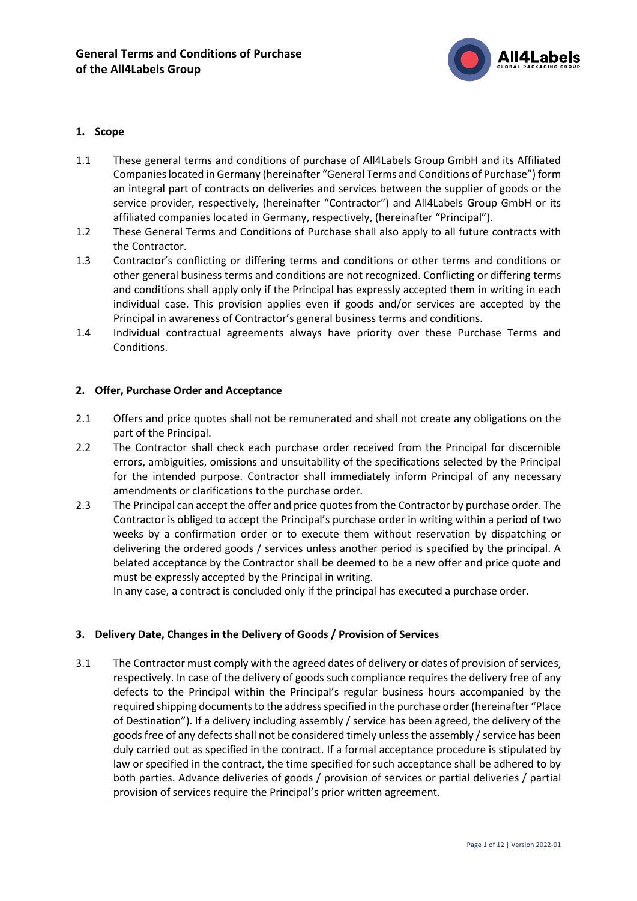# General Terms and Conditions of Purchase of the All4Labels Group

## 1. Scope

1.1 These general terms and conditions of purchase of All4Labels Group GmbH and its Affiliated Companies located in Germany (hereinafter "General Terms and Conditions of Purchase") form an integral part of contracts on deliveries and services between the supplier of goods or the service provider, respectively, (hereinafter "Contractor") and All4Labels Group GmbH or its affiliated companies located in Germany, respectively, (hereinafter "Principal").

1.2 These General Terms and Conditions of Purchase shall also apply to all future contracts with the Contractor.

1.3 Contractor's conflicting or differing terms and conditions or other terms and conditions or other general business terms and conditions are not recognized. Conflicting or differing terms and conditions shall apply only if the Principal has expressly accepted them in writing in each individual case. This provision applies even if goods and/or services are accepted by the Principal in awareness of Contractor's general business terms and conditions.

1.4 Individual contractual agreements always have priority over these Purchase Terms and Conditions.

## 2. Offer, Purchase Order and Acceptance

2.1 Offers and price quotes shall not be remunerated and shall not create any obligations on the part of the Principal.

2.2 The Contractor shall check each purchase order received from the Principal for discernible errors, ambiguities, omissions and unsuitability of the specifications selected by the Principal for the intended purpose. Contractor shall immediately inform Principal of any necessary amendments or clarifications to the purchase order.

2.3 The Principal can accept the offer and price quotes from the Contractor by purchase order. The Contractor is obliged to accept the Principal's purchase order in writing within a period of two weeks by a confirmation order or to execute them without reservation by dispatching or delivering the ordered goods / services unless another period is specified by the principal. A belated acceptance by the Contractor shall be deemed to be a new offer and price quote and must be expressly accepted by the Principal in writing.
In any case, a contract is concluded only if the principal has executed a purchase order.

## 3. Delivery Date, Changes in the Delivery of Goods / Provision of Services

3.1 The Contractor must comply with the agreed dates of delivery or dates of provision of services, respectively. In case of the delivery of goods such compliance requires the delivery free of any defects to the Principal within the Principal's regular business hours accompanied by the required shipping documents to the address specified in the purchase order (hereinafter "Place of Destination"). If a delivery including assembly / service has been agreed, the delivery of the goods free of any defects shall not be considered timely unless the assembly / service has been duly carried out as specified in the contract. If a formal acceptance procedure is stipulated by law or specified in the contract, the time specified for such acceptance shall be adhered to by both parties. Advance deliveries of goods / provision of services or partial deliveries / partial provision of services require the Principal's prior written agreement.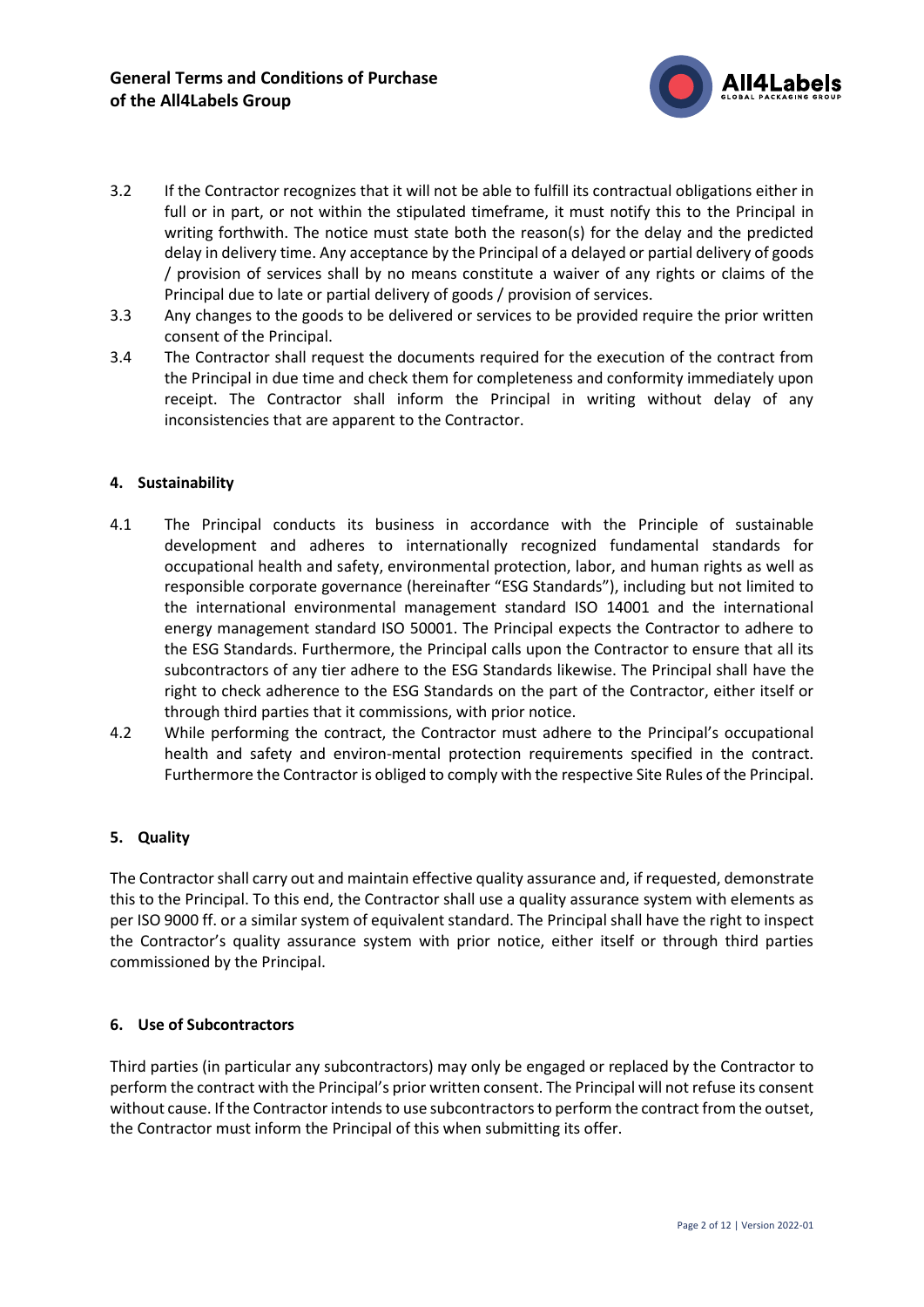3.2 If the Contractor recognizes that it will not be able to fulfill its contractual obligations either in full or in part, or not within the stipulated timeframe, it must notify this to the Principal in writing forthwith. The notice must state both the reason(s) for the delay and the predicted delay in delivery time. Any acceptance by the Principal of a delayed or partial delivery of goods / provision of services shall by no means constitute a waiver of any rights or claims of the Principal due to late or partial delivery of goods / provision of services.

3.3 Any changes to the goods to be delivered or services to be provided require the prior written consent of the Principal.

3.4 The Contractor shall request the documents required for the execution of the contract from the Principal in due time and check them for completeness and conformity immediately upon receipt. The Contractor shall inform the Principal in writing without delay of any inconsistencies that are apparent to the Contractor.

## 4. Sustainability

4.1 The Principal conducts its business in accordance with the Principle of sustainable development and adheres to internationally recognized fundamental standards for occupational health and safety, environmental protection, labor, and human rights as well as responsible corporate governance (hereinafter "ESG Standards"), including but not limited to the international environmental management standard ISO 14001 and the international energy management standard ISO 50001. The Principal expects the Contractor to adhere to the ESG Standards. Furthermore, the Principal calls upon the Contractor to ensure that all its subcontractors of any tier adhere to the ESG Standards likewise. The Principal shall have the right to check adherence to the ESG Standards on the part of the Contractor, either itself or through third parties that it commissions, with prior notice.

4.2 While performing the contract, the Contractor must adhere to the Principal's occupational health and safety and environ-mental protection requirements specified in the contract. Furthermore the Contractor is obliged to comply with the respective Site Rules of the Principal.

## 5. Quality

The Contractor shall carry out and maintain effective quality assurance and, if requested, demonstrate this to the Principal. To this end, the Contractor shall use a quality assurance system with elements as per ISO 9000 ff. or a similar system of equivalent standard. The Principal shall have the right to inspect the Contractor's quality assurance system with prior notice, either itself or through third parties commissioned by the Principal.

## 6. Use of Subcontractors

Third parties (in particular any subcontractors) may only be engaged or replaced by the Contractor to perform the contract with the Principal's prior written consent. The Principal will not refuse its consent without cause. If the Contractor intends to use subcontractors to perform the contract from the outset, the Contractor must inform the Principal of this when submitting its offer.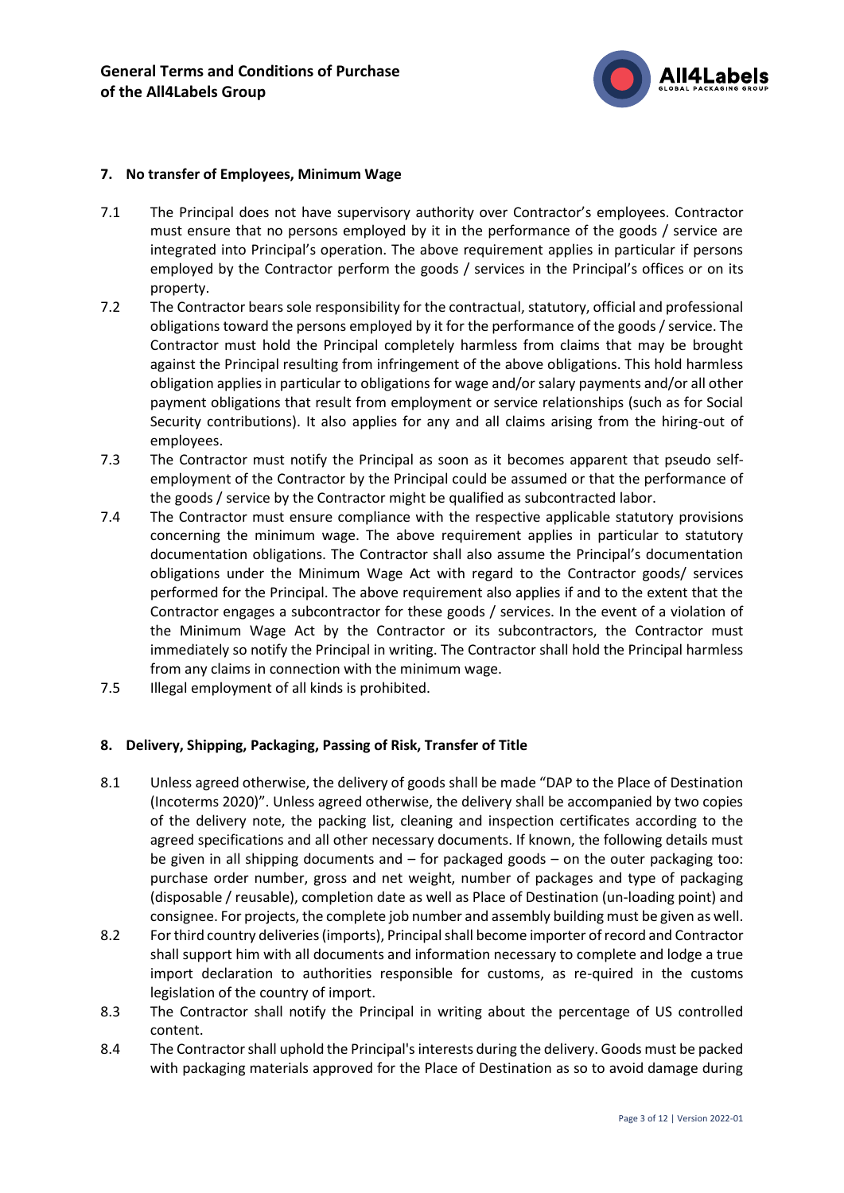## 7. No transfer of Employees, Minimum Wage

7.1 The Principal does not have supervisory authority over Contractor's employees. Contractor must ensure that no persons employed by it in the performance of the goods / service are integrated into Principal's operation. The above requirement applies in particular if persons employed by the Contractor perform the goods / services in the Principal's offices or on its property.

7.2 The Contractor bears sole responsibility for the contractual, statutory, official and professional obligations toward the persons employed by it for the performance of the goods / service. The Contractor must hold the Principal completely harmless from claims that may be brought against the Principal resulting from infringement of the above obligations. This hold harmless obligation applies in particular to obligations for wage and/or salary payments and/or all other payment obligations that result from employment or service relationships (such as for Social Security contributions). It also applies for any and all claims arising from the hiring-out of employees.

7.3 The Contractor must notify the Principal as soon as it becomes apparent that pseudo self-employment of the Contractor by the Principal could be assumed or that the performance of the goods / service by the Contractor might be qualified as subcontracted labor.

7.4 The Contractor must ensure compliance with the respective applicable statutory provisions concerning the minimum wage. The above requirement applies in particular to statutory documentation obligations. The Contractor shall also assume the Principal's documentation obligations under the Minimum Wage Act with regard to the Contractor goods/ services performed for the Principal. The above requirement also applies if and to the extent that the Contractor engages a subcontractor for these goods / services. In the event of a violation of the Minimum Wage Act by the Contractor or its subcontractors, the Contractor must immediately so notify the Principal in writing. The Contractor shall hold the Principal harmless from any claims in connection with the minimum wage.

7.5 Illegal employment of all kinds is prohibited.

## 8. Delivery, Shipping, Packaging, Passing of Risk, Transfer of Title

8.1 Unless agreed otherwise, the delivery of goods shall be made "DAP to the Place of Destination (Incoterms 2020)". Unless agreed otherwise, the delivery shall be accompanied by two copies of the delivery note, the packing list, cleaning and inspection certificates according to the agreed specifications and all other necessary documents. If known, the following details must be given in all shipping documents and – for packaged goods – on the outer packaging too: purchase order number, gross and net weight, number of packages and type of packaging (disposable / reusable), completion date as well as Place of Destination (un-loading point) and consignee. For projects, the complete job number and assembly building must be given as well.

8.2 For third country deliveries (imports), Principal shall become importer of record and Contractor shall support him with all documents and information necessary to complete and lodge a true import declaration to authorities responsible for customs, as re-quired in the customs legislation of the country of import.

8.3 The Contractor shall notify the Principal in writing about the percentage of US controlled content.

8.4 The Contractor shall uphold the Principal's interests during the delivery. Goods must be packed with packaging materials approved for the Place of Destination as so to avoid damage during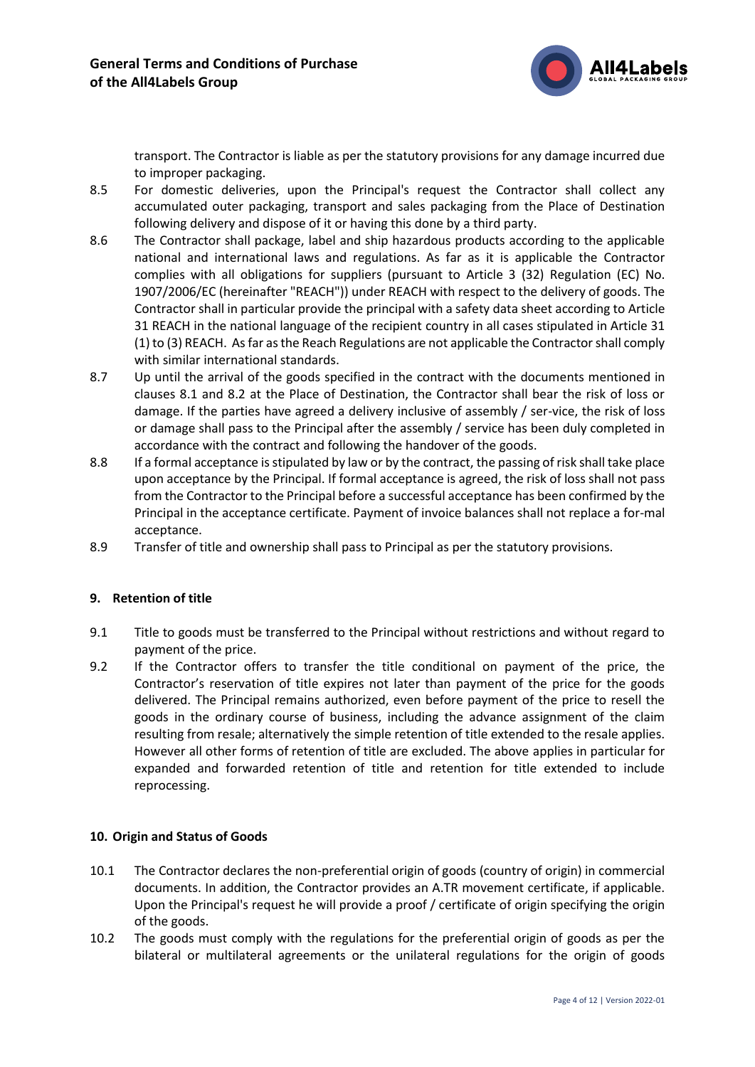transport. The Contractor is liable as per the statutory provisions for any damage incurred due to improper packaging.

8.5 For domestic deliveries, upon the Principal's request the Contractor shall collect any accumulated outer packaging, transport and sales packaging from the Place of Destination following delivery and dispose of it or having this done by a third party.

8.6 The Contractor shall package, label and ship hazardous products according to the applicable national and international laws and regulations. As far as it is applicable the Contractor complies with all obligations for suppliers (pursuant to Article 3 (32) Regulation (EC) No. 1907/2006/EC (hereinafter "REACH")) under REACH with respect to the delivery of goods. The Contractor shall in particular provide the principal with a safety data sheet according to Article 31 REACH in the national language of the recipient country in all cases stipulated in Article 31 (1) to (3) REACH. As far as the Reach Regulations are not applicable the Contractor shall comply with similar international standards.

8.7 Up until the arrival of the goods specified in the contract with the documents mentioned in clauses 8.1 and 8.2 at the Place of Destination, the Contractor shall bear the risk of loss or damage. If the parties have agreed a delivery inclusive of assembly / ser-vice, the risk of loss or damage shall pass to the Principal after the assembly / service has been duly completed in accordance with the contract and following the handover of the goods.

8.8 If a formal acceptance is stipulated by law or by the contract, the passing of risk shall take place upon acceptance by the Principal. If formal acceptance is agreed, the risk of loss shall not pass from the Contractor to the Principal before a successful acceptance has been confirmed by the Principal in the acceptance certificate. Payment of invoice balances shall not replace a for-mal acceptance.

8.9 Transfer of title and ownership shall pass to Principal as per the statutory provisions.

## 9. Retention of title

9.1 Title to goods must be transferred to the Principal without restrictions and without regard to payment of the price.

9.2 If the Contractor offers to transfer the title conditional on payment of the price, the Contractor's reservation of title expires not later than payment of the price for the goods delivered. The Principal remains authorized, even before payment of the price to resell the goods in the ordinary course of business, including the advance assignment of the claim resulting from resale; alternatively the simple retention of title extended to the resale applies. However all other forms of retention of title are excluded. The above applies in particular for expanded and forwarded retention of title and retention for title extended to include reprocessing.

## 10. Origin and Status of Goods

10.1 The Contractor declares the non-preferential origin of goods (country of origin) in commercial documents. In addition, the Contractor provides an A.TR movement certificate, if applicable. Upon the Principal's request he will provide a proof / certificate of origin specifying the origin of the goods.

10.2 The goods must comply with the regulations for the preferential origin of goods as per the bilateral or multilateral agreements or the unilateral regulations for the origin of goods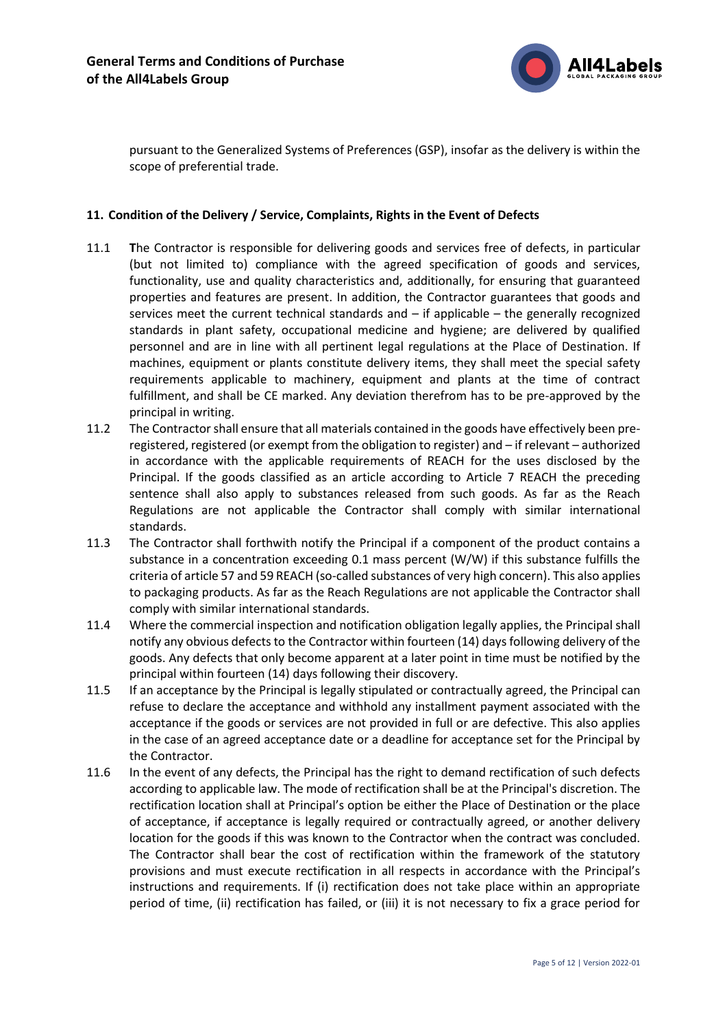pursuant to the Generalized Systems of Preferences (GSP), insofar as the delivery is within the scope of preferential trade.

## 11. Condition of the Delivery / Service, Complaints, Rights in the Event of Defects

11.1 **T**he Contractor is responsible for delivering goods and services free of defects, in particular (but not limited to) compliance with the agreed specification of goods and services, functionality, use and quality characteristics and, additionally, for ensuring that guaranteed properties and features are present. In addition, the Contractor guarantees that goods and services meet the current technical standards and – if applicable – the generally recognized standards in plant safety, occupational medicine and hygiene; are delivered by qualified personnel and are in line with all pertinent legal regulations at the Place of Destination. If machines, equipment or plants constitute delivery items, they shall meet the special safety requirements applicable to machinery, equipment and plants at the time of contract fulfillment, and shall be CE marked. Any deviation therefrom has to be pre-approved by the principal in writing.

11.2 The Contractor shall ensure that all materials contained in the goods have effectively been pre-registered, registered (or exempt from the obligation to register) and – if relevant – authorized in accordance with the applicable requirements of REACH for the uses disclosed by the Principal. If the goods classified as an article according to Article 7 REACH the preceding sentence shall also apply to substances released from such goods. As far as the Reach Regulations are not applicable the Contractor shall comply with similar international standards.

11.3 The Contractor shall forthwith notify the Principal if a component of the product contains a substance in a concentration exceeding 0.1 mass percent (W/W) if this substance fulfills the criteria of article 57 and 59 REACH (so-called substances of very high concern). This also applies to packaging products. As far as the Reach Regulations are not applicable the Contractor shall comply with similar international standards.

11.4 Where the commercial inspection and notification obligation legally applies, the Principal shall notify any obvious defects to the Contractor within fourteen (14) days following delivery of the goods. Any defects that only become apparent at a later point in time must be notified by the principal within fourteen (14) days following their discovery.

11.5 If an acceptance by the Principal is legally stipulated or contractually agreed, the Principal can refuse to declare the acceptance and withhold any installment payment associated with the acceptance if the goods or services are not provided in full or are defective. This also applies in the case of an agreed acceptance date or a deadline for acceptance set for the Principal by the Contractor.

11.6 In the event of any defects, the Principal has the right to demand rectification of such defects according to applicable law. The mode of rectification shall be at the Principal's discretion. The rectification location shall at Principal's option be either the Place of Destination or the place of acceptance, if acceptance is legally required or contractually agreed, or another delivery location for the goods if this was known to the Contractor when the contract was concluded. The Contractor shall bear the cost of rectification within the framework of the statutory provisions and must execute rectification in all respects in accordance with the Principal's instructions and requirements. If (i) rectification does not take place within an appropriate period of time, (ii) rectification has failed, or (iii) it is not necessary to fix a grace period for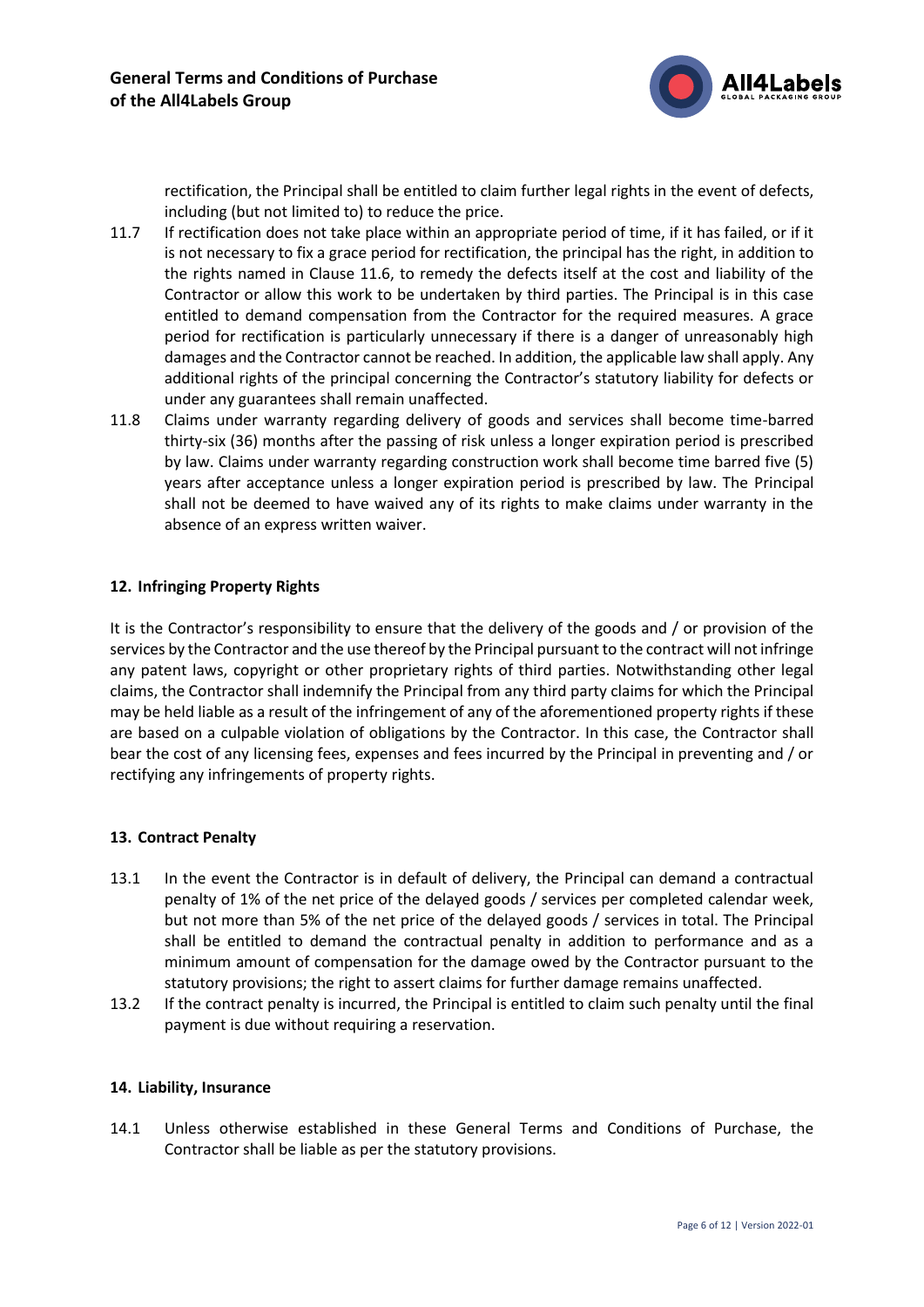rectification, the Principal shall be entitled to claim further legal rights in the event of defects, including (but not limited to) to reduce the price.

11.7 If rectification does not take place within an appropriate period of time, if it has failed, or if it is not necessary to fix a grace period for rectification, the principal has the right, in addition to the rights named in Clause 11.6, to remedy the defects itself at the cost and liability of the Contractor or allow this work to be undertaken by third parties. The Principal is in this case entitled to demand compensation from the Contractor for the required measures. A grace period for rectification is particularly unnecessary if there is a danger of unreasonably high damages and the Contractor cannot be reached. In addition, the applicable law shall apply. Any additional rights of the principal concerning the Contractor's statutory liability for defects or under any guarantees shall remain unaffected.

11.8 Claims under warranty regarding delivery of goods and services shall become time-barred thirty-six (36) months after the passing of risk unless a longer expiration period is prescribed by law. Claims under warranty regarding construction work shall become time barred five (5) years after acceptance unless a longer expiration period is prescribed by law. The Principal shall not be deemed to have waived any of its rights to make claims under warranty in the absence of an express written waiver.

## 12. Infringing Property Rights

It is the Contractor's responsibility to ensure that the delivery of the goods and / or provision of the services by the Contractor and the use thereof by the Principal pursuant to the contract will not infringe any patent laws, copyright or other proprietary rights of third parties. Notwithstanding other legal claims, the Contractor shall indemnify the Principal from any third party claims for which the Principal may be held liable as a result of the infringement of any of the aforementioned property rights if these are based on a culpable violation of obligations by the Contractor. In this case, the Contractor shall bear the cost of any licensing fees, expenses and fees incurred by the Principal in preventing and / or rectifying any infringements of property rights.

## 13. Contract Penalty

13.1 In the event the Contractor is in default of delivery, the Principal can demand a contractual penalty of 1% of the net price of the delayed goods / services per completed calendar week, but not more than 5% of the net price of the delayed goods / services in total. The Principal shall be entitled to demand the contractual penalty in addition to performance and as a minimum amount of compensation for the damage owed by the Contractor pursuant to the statutory provisions; the right to assert claims for further damage remains unaffected.

13.2 If the contract penalty is incurred, the Principal is entitled to claim such penalty until the final payment is due without requiring a reservation.

## 14. Liability, Insurance

14.1 Unless otherwise established in these General Terms and Conditions of Purchase, the Contractor shall be liable as per the statutory provisions.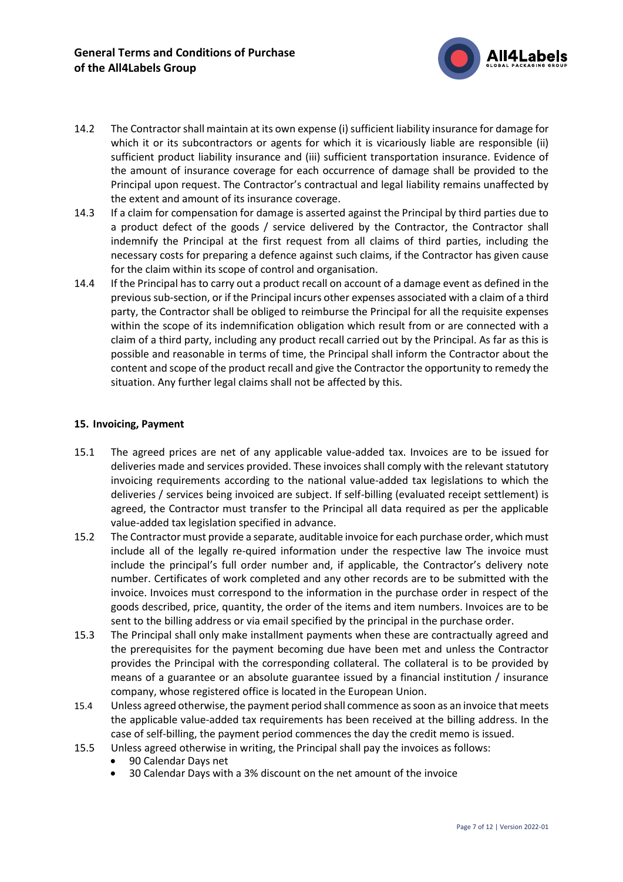14.2 The Contractor shall maintain at its own expense (i) sufficient liability insurance for damage for which it or its subcontractors or agents for which it is vicariously liable are responsible (ii) sufficient product liability insurance and (iii) sufficient transportation insurance. Evidence of the amount of insurance coverage for each occurrence of damage shall be provided to the Principal upon request. The Contractor's contractual and legal liability remains unaffected by the extent and amount of its insurance coverage.

14.3 If a claim for compensation for damage is asserted against the Principal by third parties due to a product defect of the goods / service delivered by the Contractor, the Contractor shall indemnify the Principal at the first request from all claims of third parties, including the necessary costs for preparing a defence against such claims, if the Contractor has given cause for the claim within its scope of control and organisation.

14.4 If the Principal has to carry out a product recall on account of a damage event as defined in the previous sub-section, or if the Principal incurs other expenses associated with a claim of a third party, the Contractor shall be obliged to reimburse the Principal for all the requisite expenses within the scope of its indemnification obligation which result from or are connected with a claim of a third party, including any product recall carried out by the Principal. As far as this is possible and reasonable in terms of time, the Principal shall inform the Contractor about the content and scope of the product recall and give the Contractor the opportunity to remedy the situation. Any further legal claims shall not be affected by this.

## 15. Invoicing, Payment

15.1 The agreed prices are net of any applicable value-added tax. Invoices are to be issued for deliveries made and services provided. These invoices shall comply with the relevant statutory invoicing requirements according to the national value-added tax legislations to which the deliveries / services being invoiced are subject. If self-billing (evaluated receipt settlement) is agreed, the Contractor must transfer to the Principal all data required as per the applicable value-added tax legislation specified in advance.

15.2 The Contractor must provide a separate, auditable invoice for each purchase order, which must include all of the legally re-quired information under the respective law The invoice must include the principal's full order number and, if applicable, the Contractor's delivery note number. Certificates of work completed and any other records are to be submitted with the invoice. Invoices must correspond to the information in the purchase order in respect of the goods described, price, quantity, the order of the items and item numbers. Invoices are to be sent to the billing address or via email specified by the principal in the purchase order.

15.3 The Principal shall only make installment payments when these are contractually agreed and the prerequisites for the payment becoming due have been met and unless the Contractor provides the Principal with the corresponding collateral. The collateral is to be provided by means of a guarantee or an absolute guarantee issued by a financial institution / insurance company, whose registered office is located in the European Union.

15.4 Unless agreed otherwise, the payment period shall commence as soon as an invoice that meets the applicable value-added tax requirements has been received at the billing address. In the case of self-billing, the payment period commences the day the credit memo is issued.

15.5 Unless agreed otherwise in writing, the Principal shall pay the invoices as follows:

- 90 Calendar Days net
- 30 Calendar Days with a 3% discount on the net amount of the invoice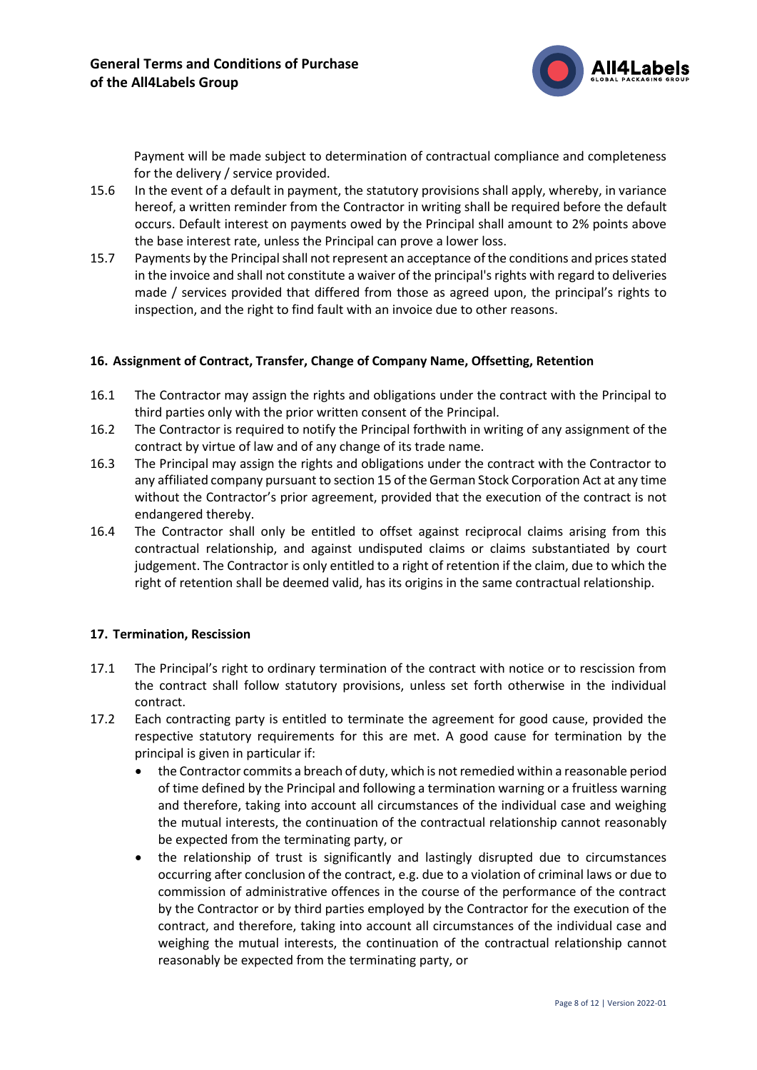Payment will be made subject to determination of contractual compliance and completeness for the delivery / service provided.

15.6 In the event of a default in payment, the statutory provisions shall apply, whereby, in variance hereof, a written reminder from the Contractor in writing shall be required before the default occurs. Default interest on payments owed by the Principal shall amount to 2% points above the base interest rate, unless the Principal can prove a lower loss.

15.7 Payments by the Principal shall not represent an acceptance of the conditions and prices stated in the invoice and shall not constitute a waiver of the principal's rights with regard to deliveries made / services provided that differed from those as agreed upon, the principal's rights to inspection, and the right to find fault with an invoice due to other reasons.

## 16. Assignment of Contract, Transfer, Change of Company Name, Offsetting, Retention

16.1 The Contractor may assign the rights and obligations under the contract with the Principal to third parties only with the prior written consent of the Principal.

16.2 The Contractor is required to notify the Principal forthwith in writing of any assignment of the contract by virtue of law and of any change of its trade name.

16.3 The Principal may assign the rights and obligations under the contract with the Contractor to any affiliated company pursuant to section 15 of the German Stock Corporation Act at any time without the Contractor's prior agreement, provided that the execution of the contract is not endangered thereby.

16.4 The Contractor shall only be entitled to offset against reciprocal claims arising from this contractual relationship, and against undisputed claims or claims substantiated by court judgement. The Contractor is only entitled to a right of retention if the claim, due to which the right of retention shall be deemed valid, has its origins in the same contractual relationship.

## 17. Termination, Rescission

17.1 The Principal's right to ordinary termination of the contract with notice or to rescission from the contract shall follow statutory provisions, unless set forth otherwise in the individual contract.

17.2 Each contracting party is entitled to terminate the agreement for good cause, provided the respective statutory requirements for this are met. A good cause for termination by the principal is given in particular if:

- the Contractor commits a breach of duty, which is not remedied within a reasonable period of time defined by the Principal and following a termination warning or a fruitless warning and therefore, taking into account all circumstances of the individual case and weighing the mutual interests, the continuation of the contractual relationship cannot reasonably be expected from the terminating party, or
- the relationship of trust is significantly and lastingly disrupted due to circumstances occurring after conclusion of the contract, e.g. due to a violation of criminal laws or due to commission of administrative offences in the course of the performance of the contract by the Contractor or by third parties employed by the Contractor for the execution of the contract, and therefore, taking into account all circumstances of the individual case and weighing the mutual interests, the continuation of the contractual relationship cannot reasonably be expected from the terminating party, or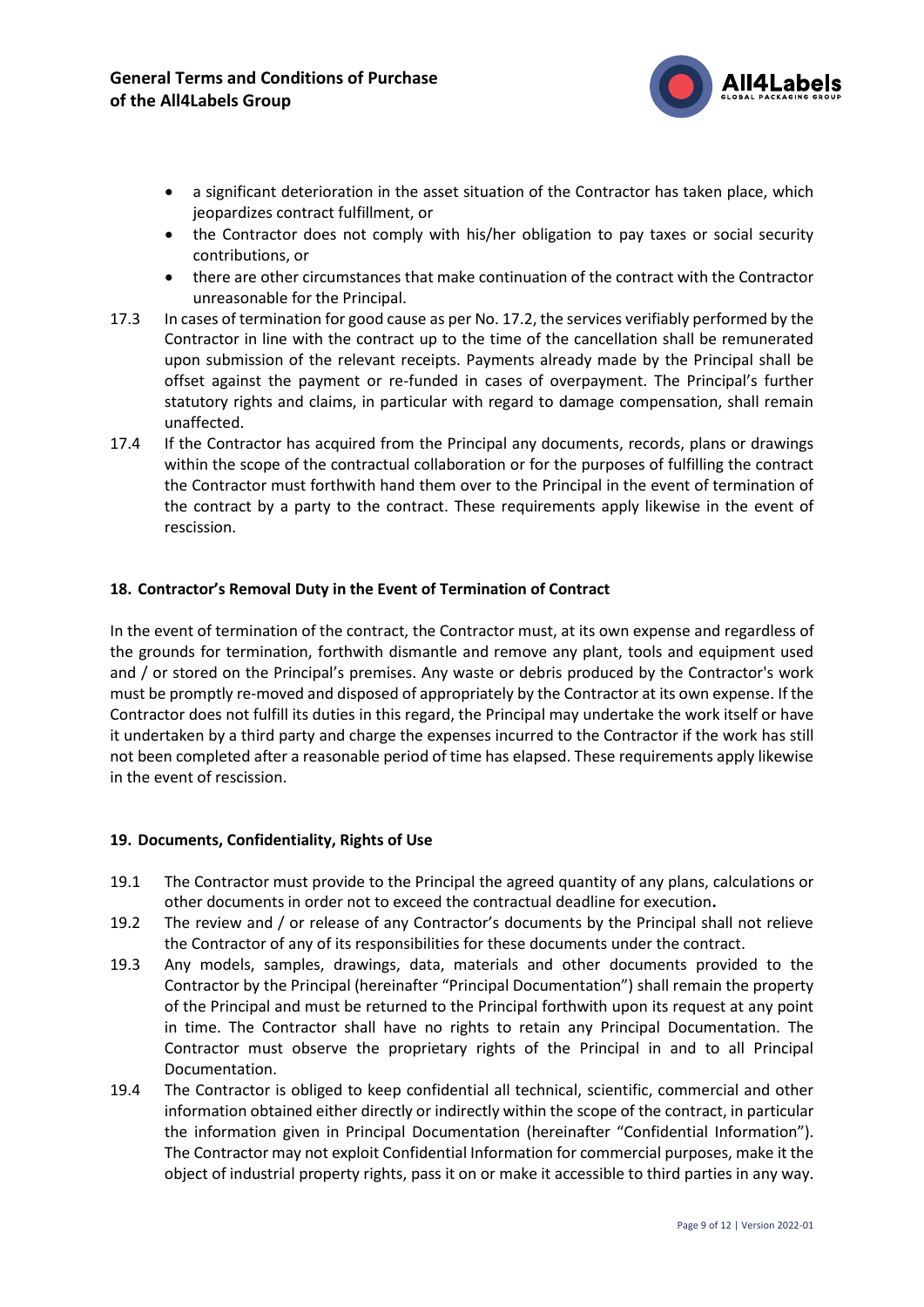- a significant deterioration in the asset situation of the Contractor has taken place, which jeopardizes contract fulfillment, or
- the Contractor does not comply with his/her obligation to pay taxes or social security contributions, or
- there are other circumstances that make continuation of the contract with the Contractor unreasonable for the Principal.

17.3 In cases of termination for good cause as per No. 17.2, the services verifiably performed by the Contractor in line with the contract up to the time of the cancellation shall be remunerated upon submission of the relevant receipts. Payments already made by the Principal shall be offset against the payment or re-funded in cases of overpayment. The Principal's further statutory rights and claims, in particular with regard to damage compensation, shall remain unaffected.

17.4 If the Contractor has acquired from the Principal any documents, records, plans or drawings within the scope of the contractual collaboration or for the purposes of fulfilling the contract the Contractor must forthwith hand them over to the Principal in the event of termination of the contract by a party to the contract. These requirements apply likewise in the event of rescission.

## 18. Contractor's Removal Duty in the Event of Termination of Contract

In the event of termination of the contract, the Contractor must, at its own expense and regardless of the grounds for termination, forthwith dismantle and remove any plant, tools and equipment used and / or stored on the Principal's premises. Any waste or debris produced by the Contractor's work must be promptly re-moved and disposed of appropriately by the Contractor at its own expense. If the Contractor does not fulfill its duties in this regard, the Principal may undertake the work itself or have it undertaken by a third party and charge the expenses incurred to the Contractor if the work has still not been completed after a reasonable period of time has elapsed. These requirements apply likewise in the event of rescission.

## 19. Documents, Confidentiality, Rights of Use

19.1 The Contractor must provide to the Principal the agreed quantity of any plans, calculations or other documents in order not to exceed the contractual deadline for execution**.**

19.2 The review and / or release of any Contractor's documents by the Principal shall not relieve the Contractor of any of its responsibilities for these documents under the contract.

19.3 Any models, samples, drawings, data, materials and other documents provided to the Contractor by the Principal (hereinafter "Principal Documentation") shall remain the property of the Principal and must be returned to the Principal forthwith upon its request at any point in time. The Contractor shall have no rights to retain any Principal Documentation. The Contractor must observe the proprietary rights of the Principal in and to all Principal Documentation.

19.4 The Contractor is obliged to keep confidential all technical, scientific, commercial and other information obtained either directly or indirectly within the scope of the contract, in particular the information given in Principal Documentation (hereinafter "Confidential Information"). The Contractor may not exploit Confidential Information for commercial purposes, make it the object of industrial property rights, pass it on or make it accessible to third parties in any way.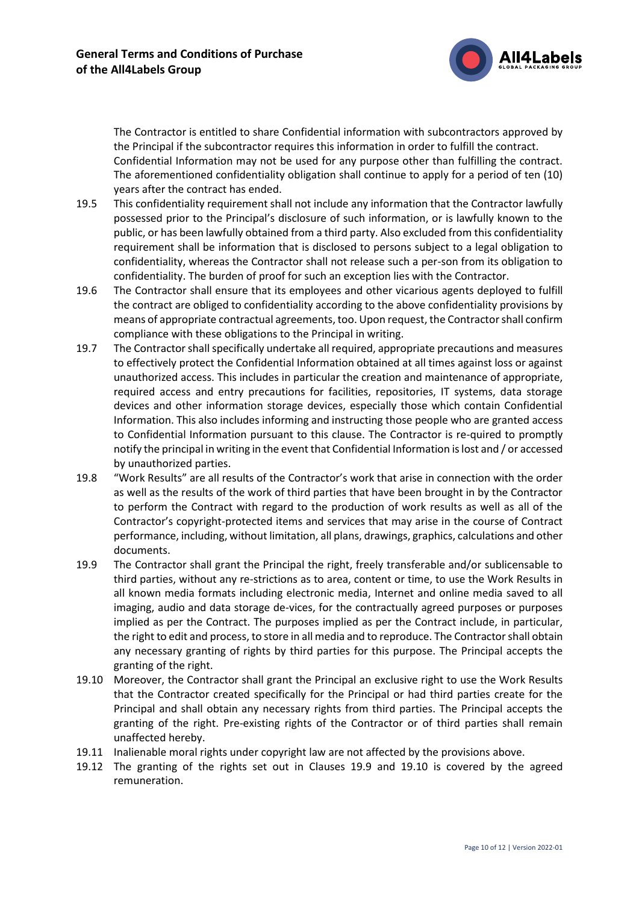The Contractor is entitled to share Confidential information with subcontractors approved by the Principal if the subcontractor requires this information in order to fulfill the contract. Confidential Information may not be used for any purpose other than fulfilling the contract. The aforementioned confidentiality obligation shall continue to apply for a period of ten (10) years after the contract has ended.

19.5 This confidentiality requirement shall not include any information that the Contractor lawfully possessed prior to the Principal's disclosure of such information, or is lawfully known to the public, or has been lawfully obtained from a third party. Also excluded from this confidentiality requirement shall be information that is disclosed to persons subject to a legal obligation to confidentiality, whereas the Contractor shall not release such a per-son from its obligation to confidentiality. The burden of proof for such an exception lies with the Contractor.

19.6 The Contractor shall ensure that its employees and other vicarious agents deployed to fulfill the contract are obliged to confidentiality according to the above confidentiality provisions by means of appropriate contractual agreements, too. Upon request, the Contractor shall confirm compliance with these obligations to the Principal in writing.

19.7 The Contractor shall specifically undertake all required, appropriate precautions and measures to effectively protect the Confidential Information obtained at all times against loss or against unauthorized access. This includes in particular the creation and maintenance of appropriate, required access and entry precautions for facilities, repositories, IT systems, data storage devices and other information storage devices, especially those which contain Confidential Information. This also includes informing and instructing those people who are granted access to Confidential Information pursuant to this clause. The Contractor is re-quired to promptly notify the principal in writing in the event that Confidential Information is lost and / or accessed by unauthorized parties.

19.8 "Work Results" are all results of the Contractor's work that arise in connection with the order as well as the results of the work of third parties that have been brought in by the Contractor to perform the Contract with regard to the production of work results as well as all of the Contractor's copyright-protected items and services that may arise in the course of Contract performance, including, without limitation, all plans, drawings, graphics, calculations and other documents.

19.9 The Contractor shall grant the Principal the right, freely transferable and/or sublicensable to third parties, without any re-strictions as to area, content or time, to use the Work Results in all known media formats including electronic media, Internet and online media saved to all imaging, audio and data storage de-vices, for the contractually agreed purposes or purposes implied as per the Contract. The purposes implied as per the Contract include, in particular, the right to edit and process, to store in all media and to reproduce. The Contractor shall obtain any necessary granting of rights by third parties for this purpose. The Principal accepts the granting of the right.

19.10 Moreover, the Contractor shall grant the Principal an exclusive right to use the Work Results that the Contractor created specifically for the Principal or had third parties create for the Principal and shall obtain any necessary rights from third parties. The Principal accepts the granting of the right. Pre-existing rights of the Contractor or of third parties shall remain unaffected hereby.

19.11 Inalienable moral rights under copyright law are not affected by the provisions above.

19.12 The granting of the rights set out in Clauses 19.9 and 19.10 is covered by the agreed remuneration.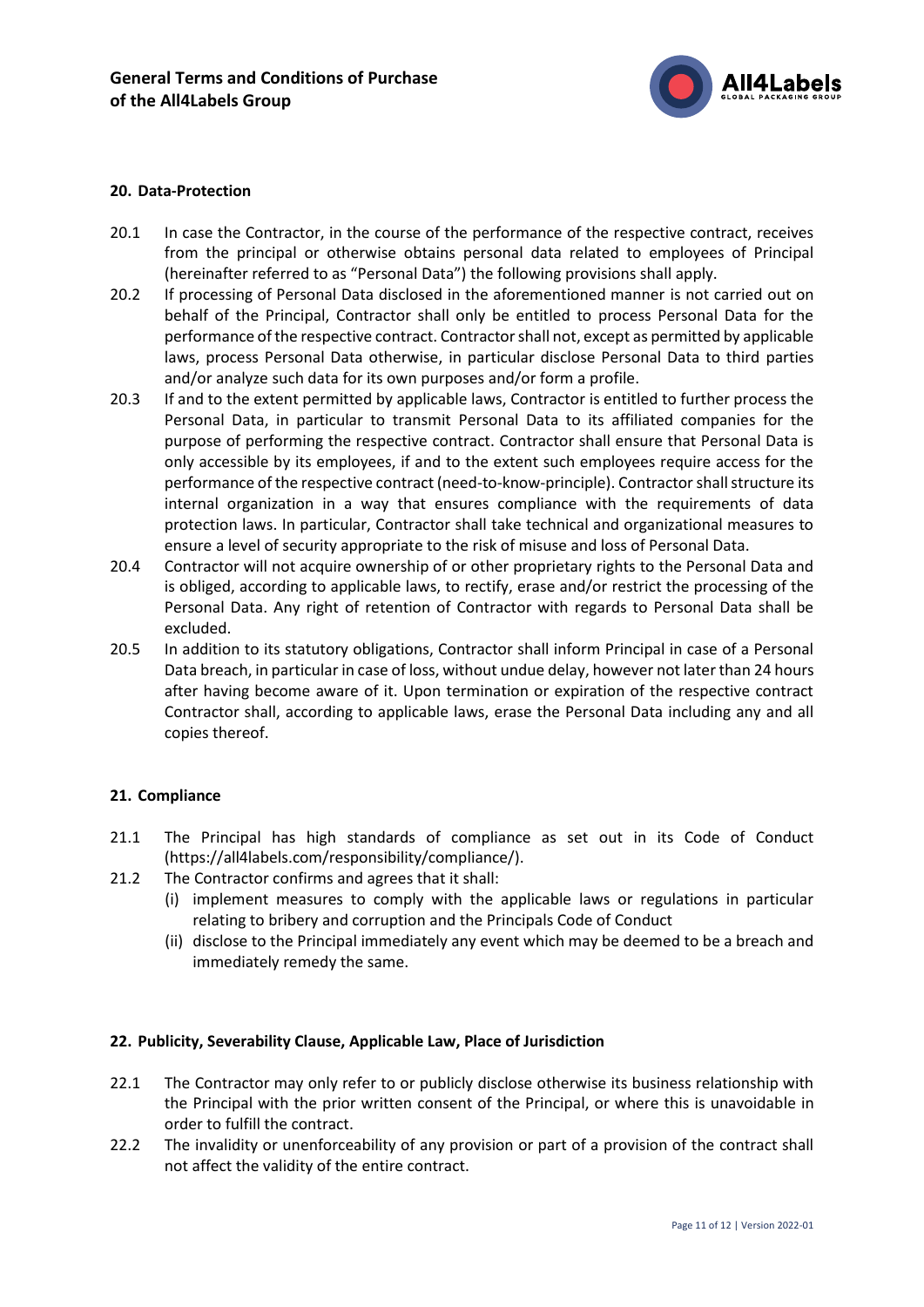## 20. Data-Protection

20.1 In case the Contractor, in the course of the performance of the respective contract, receives from the principal or otherwise obtains personal data related to employees of Principal (hereinafter referred to as "Personal Data") the following provisions shall apply.

20.2 If processing of Personal Data disclosed in the aforementioned manner is not carried out on behalf of the Principal, Contractor shall only be entitled to process Personal Data for the performance of the respective contract. Contractor shall not, except as permitted by applicable laws, process Personal Data otherwise, in particular disclose Personal Data to third parties and/or analyze such data for its own purposes and/or form a profile.

20.3 If and to the extent permitted by applicable laws, Contractor is entitled to further process the Personal Data, in particular to transmit Personal Data to its affiliated companies for the purpose of performing the respective contract. Contractor shall ensure that Personal Data is only accessible by its employees, if and to the extent such employees require access for the performance of the respective contract (need-to-know-principle). Contractor shall structure its internal organization in a way that ensures compliance with the requirements of data protection laws. In particular, Contractor shall take technical and organizational measures to ensure a level of security appropriate to the risk of misuse and loss of Personal Data.

20.4 Contractor will not acquire ownership of or other proprietary rights to the Personal Data and is obliged, according to applicable laws, to rectify, erase and/or restrict the processing of the Personal Data. Any right of retention of Contractor with regards to Personal Data shall be excluded.

20.5 In addition to its statutory obligations, Contractor shall inform Principal in case of a Personal Data breach, in particular in case of loss, without undue delay, however not later than 24 hours after having become aware of it. Upon termination or expiration of the respective contract Contractor shall, according to applicable laws, erase the Personal Data including any and all copies thereof.

## 21. Compliance

21.1 The Principal has high standards of compliance as set out in its Code of Conduct (https://all4labels.com/responsibility/compliance/).

21.2 The Contractor confirms and agrees that it shall:

(i) implement measures to comply with the applicable laws or regulations in particular relating to bribery and corruption and the Principals Code of Conduct

(ii) disclose to the Principal immediately any event which may be deemed to be a breach and immediately remedy the same.

## 22. Publicity, Severability Clause, Applicable Law, Place of Jurisdiction

22.1 The Contractor may only refer to or publicly disclose otherwise its business relationship with the Principal with the prior written consent of the Principal, or where this is unavoidable in order to fulfill the contract.

22.2 The invalidity or unenforceability of any provision or part of a provision of the contract shall not affect the validity of the entire contract.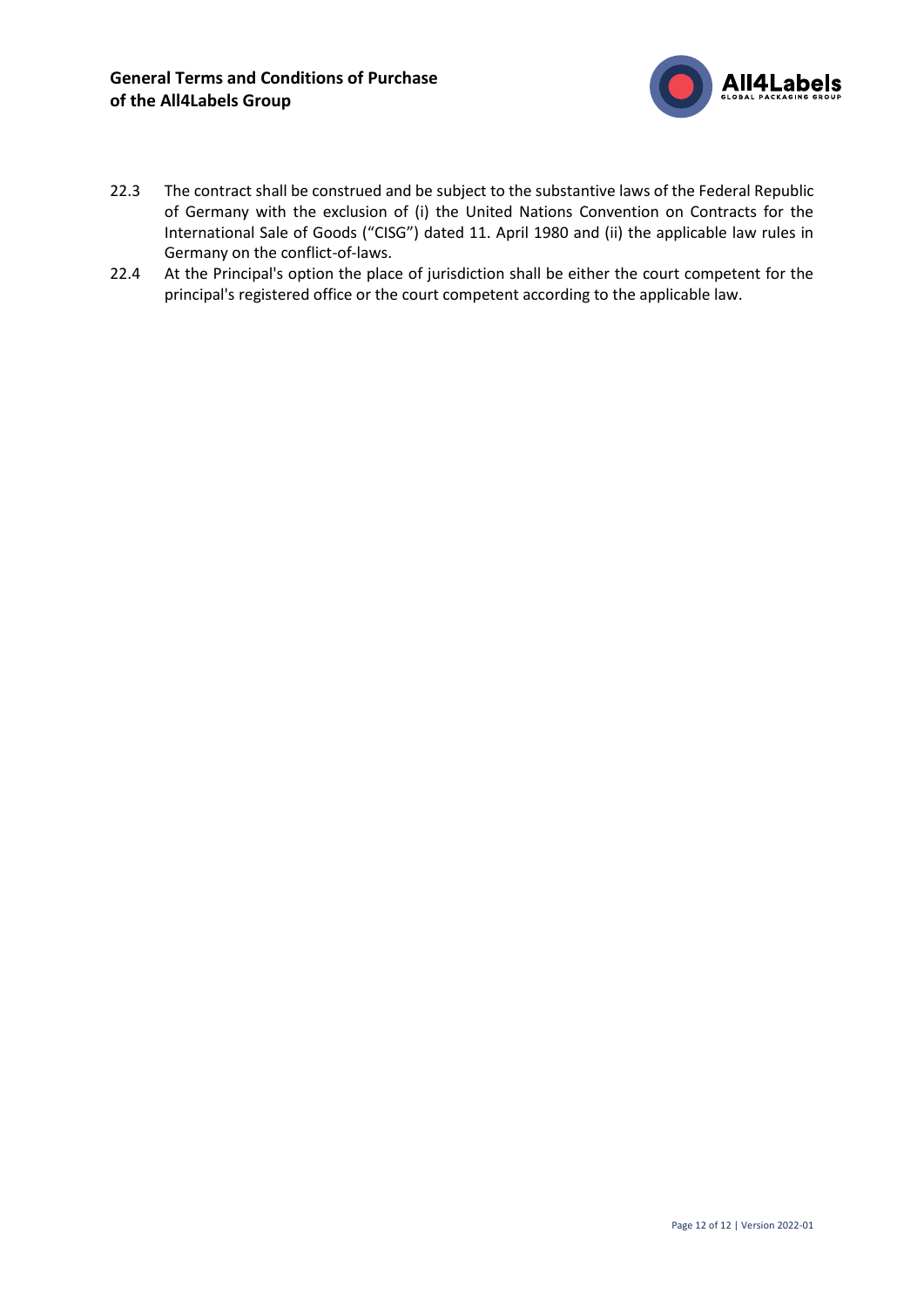22.3 The contract shall be construed and be subject to the substantive laws of the Federal Republic of Germany with the exclusion of (i) the United Nations Convention on Contracts for the International Sale of Goods ("CISG") dated 11. April 1980 and (ii) the applicable law rules in Germany on the conflict-of-laws.

22.4 At the Principal's option the place of jurisdiction shall be either the court competent for the principal's registered office or the court competent according to the applicable law.